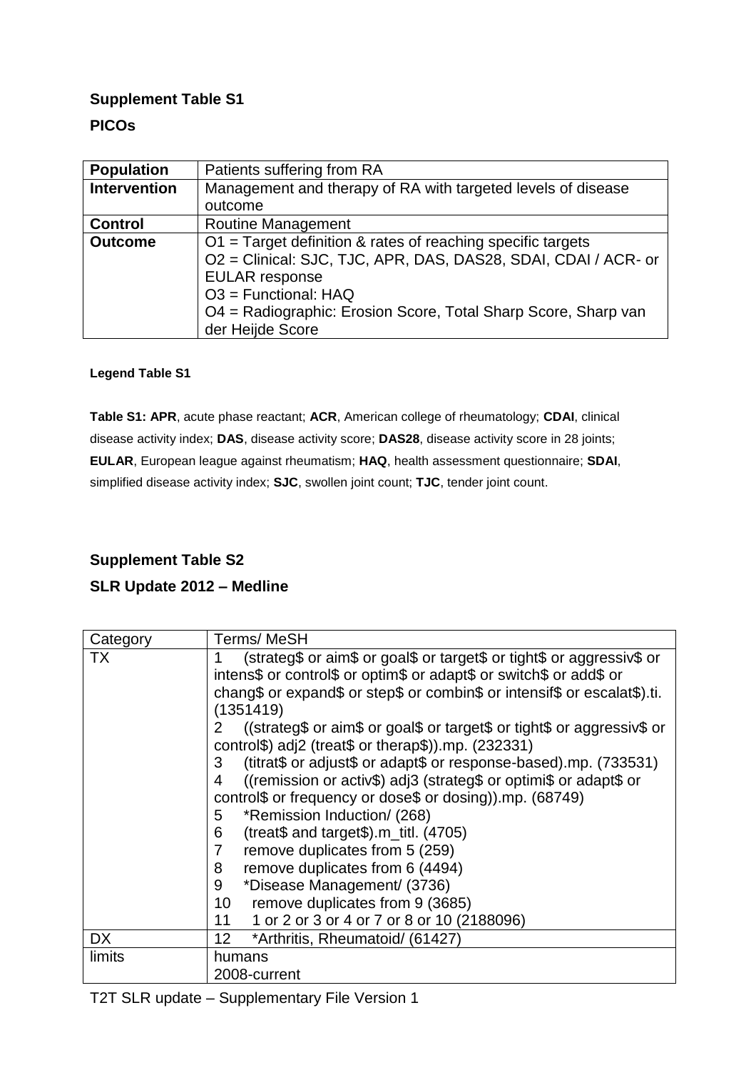**Supplement Table S1**

**PICOs**

| **Population** | Patients suffering from RA |
|---|---|
| **Intervention** | Management and therapy of RA with targeted levels of disease outcome |
| **Control** | Routine Management |
| **Outcome** | O1 = Target definition & rates of reaching specific targets<br>O2 = Clinical: SJC, TJC, APR, DAS, DAS28, SDAI, CDAI / ACR- or EULAR response<br>O3 = Functional: HAQ<br>O4 = Radiographic: Erosion Score, Total Sharp Score, Sharp van der Heijde Score |

**Legend Table S1**

**Table S1: APR**, acute phase reactant; **ACR**, American college of rheumatology; **CDAI**, clinical disease activity index; **DAS**, disease activity score; **DAS28**, disease activity score in 28 joints; **EULAR**, European league against rheumatism; **HAQ**, health assessment questionnaire; **SDAI**, simplified disease activity index; **SJC**, swollen joint count; **TJC**, tender joint count.

**Supplement Table S2**

**SLR Update 2012 – Medline**

| Category | Terms/ MeSH |
|---|---|
| TX | 1 (strateg$ or aim$ or goal$ or target$ or tight$ or aggressiv$ or intens$ or control$ or optim$ or adapt$ or switch$ or add$ or chang$ or expand$ or step$ or combin$ or intensif$ or escalat$).ti. (1351419)<br>2 ((strateg$ or aim$ or goal$ or target$ or tight$ or aggressiv$ or control$) adj2 (treat$ or therap$)).mp. (232331)<br>3 (titrat$ or adjust$ or adapt$ or response-based).mp. (733531)<br>4 ((remission or activ$) adj3 (strateg$ or optimi$ or adapt$ or control$ or frequency or dose$ or dosing)).mp. (68749)<br>5 *Remission Induction/ (268)<br>6 (treat$ and target$).m_titl. (4705)<br>7 remove duplicates from 5 (259)<br>8 remove duplicates from 6 (4494)<br>9 *Disease Management/ (3736)<br>10 remove duplicates from 9 (3685)<br>11 1 or 2 or 3 or 4 or 7 or 8 or 10 (2188096) |
| DX | 12 *Arthritis, Rheumatoid/ (61427) |
| limits | humans<br>2008-current |

T2T SLR update – Supplementary File Version 1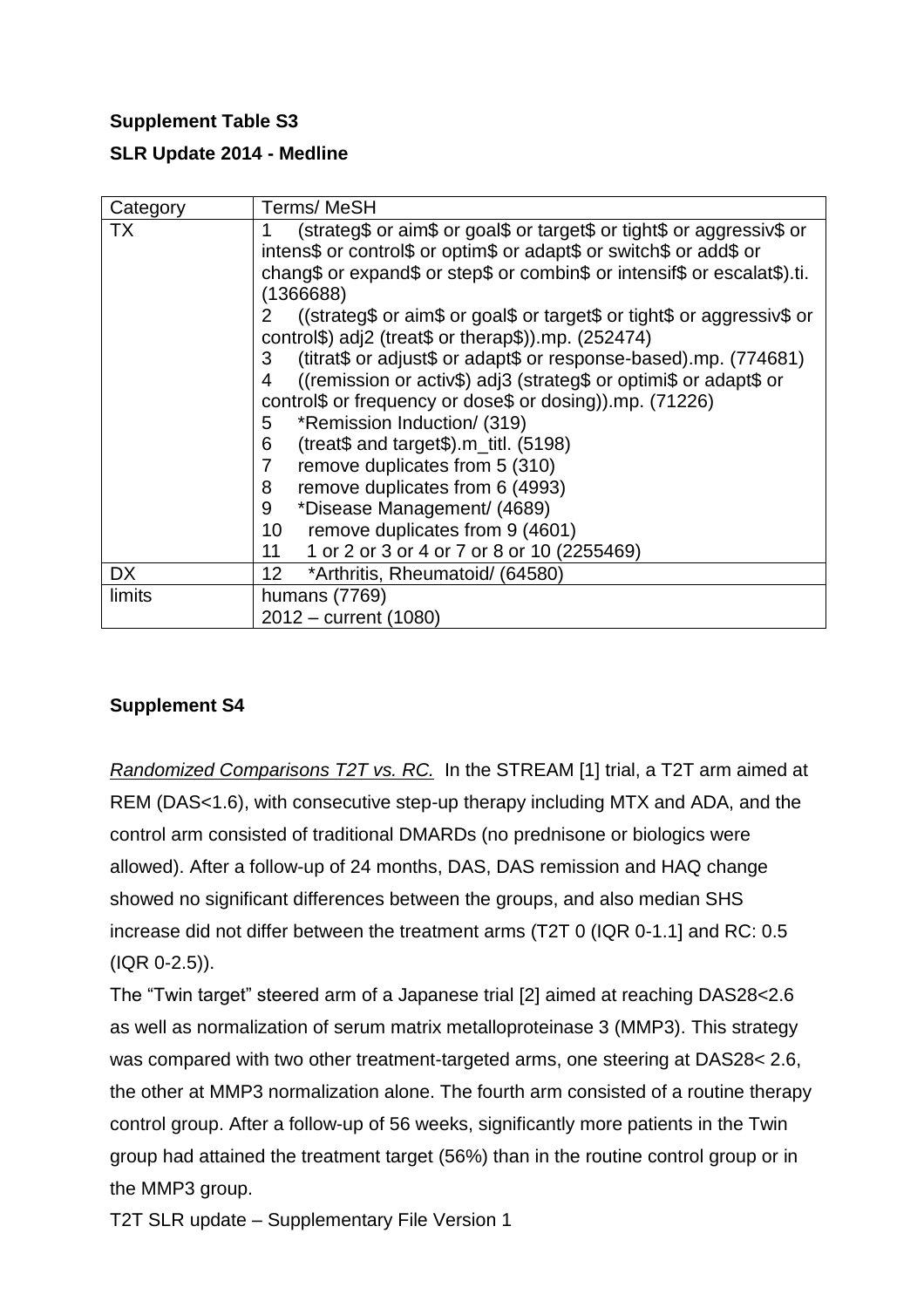**Supplement Table S3**

**SLR Update 2014 - Medline**

| Category | Terms/ MeSH |
|---|---|
| TX | 1 (strateg$ or aim$ or goal$ or target$ or tight$ or aggressiv$ or intens$ or control$ or optim$ or adapt$ or switch$ or add$ or chang$ or expand$ or step$ or combin$ or intensif$ or escalat$).ti. (1366688)<br>2 ((strateg$ or aim$ or goal$ or target$ or tight$ or aggressiv$ or control$) adj2 (treat$ or therap$)).mp. (252474)<br>3 (titrat$ or adjust$ or adapt$ or response-based).mp. (774681)<br>4 ((remission or activ$) adj3 (strateg$ or optimi$ or adapt$ or control$ or frequency or dose$ or dosing)).mp. (71226)<br>5 *Remission Induction/ (319)<br>6 (treat$ and target$).m_titl. (5198)<br>7 remove duplicates from 5 (310)<br>8 remove duplicates from 6 (4993)<br>9 *Disease Management/ (4689)<br>10 remove duplicates from 9 (4601)<br>11 1 or 2 or 3 or 4 or 7 or 8 or 10 (2255469) |
| DX | 12 *Arthritis, Rheumatoid/ (64580) |
| limits | humans (7769)<br>2012 – current (1080) |

**Supplement S4**

*Randomized Comparisons T2T vs. RC.* In the STREAM [1] trial, a T2T arm aimed at REM (DAS<1.6), with consecutive step-up therapy including MTX and ADA, and the control arm consisted of traditional DMARDs (no prednisone or biologics were allowed). After a follow-up of 24 months, DAS, DAS remission and HAQ change showed no significant differences between the groups, and also median SHS increase did not differ between the treatment arms (T2T 0 (IQR 0-1.1] and RC: 0.5 (IQR 0-2.5)).

The "Twin target" steered arm of a Japanese trial [2] aimed at reaching DAS28<2.6 as well as normalization of serum matrix metalloproteinase 3 (MMP3). This strategy was compared with two other treatment-targeted arms, one steering at DAS28< 2.6, the other at MMP3 normalization alone. The fourth arm consisted of a routine therapy control group. After a follow-up of 56 weeks, significantly more patients in the Twin group had attained the treatment target (56%) than in the routine control group or in the MMP3 group.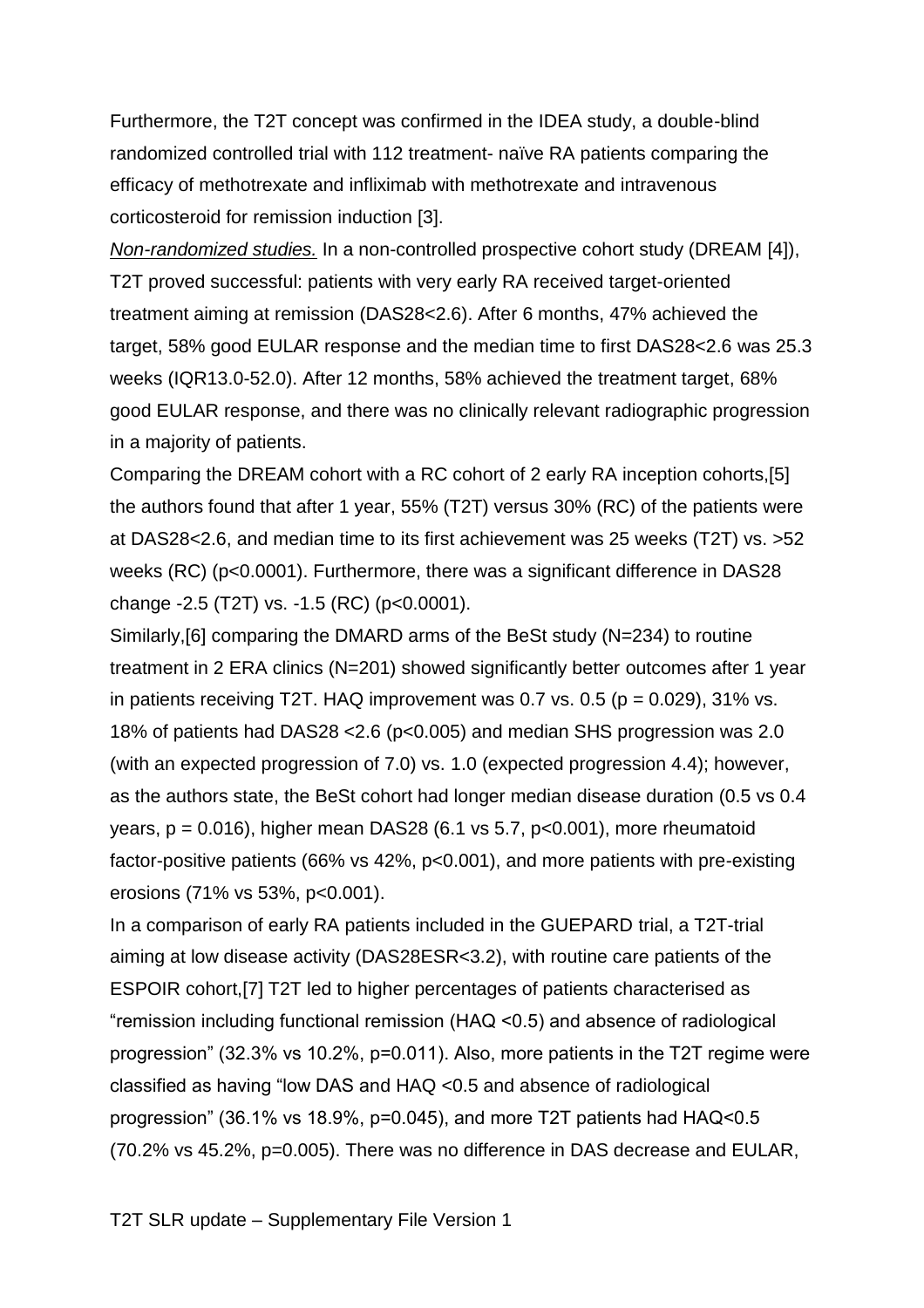Furthermore, the T2T concept was confirmed in the IDEA study, a double-blind randomized controlled trial with 112 treatment- naïve RA patients comparing the efficacy of methotrexate and infliximab with methotrexate and intravenous corticosteroid for remission induction [3].

*__Non-randomized studies.__* In a non-controlled prospective cohort study (DREAM [4]), T2T proved successful: patients with very early RA received target-oriented treatment aiming at remission (DAS28<2.6). After 6 months, 47% achieved the target, 58% good EULAR response and the median time to first DAS28<2.6 was 25.3 weeks (IQR13.0-52.0). After 12 months, 58% achieved the treatment target, 68% good EULAR response, and there was no clinically relevant radiographic progression in a majority of patients.

Comparing the DREAM cohort with a RC cohort of 2 early RA inception cohorts,[5] the authors found that after 1 year, 55% (T2T) versus 30% (RC) of the patients were at DAS28<2.6, and median time to its first achievement was 25 weeks (T2T) vs. >52 weeks (RC) ($p<0.0001$). Furthermore, there was a significant difference in DAS28 change -2.5 (T2T) vs. -1.5 (RC) ($p<0.0001$).

Similarly,[6] comparing the DMARD arms of the BeSt study (N=234) to routine treatment in 2 ERA clinics (N=201) showed significantly better outcomes after 1 year in patients receiving T2T. HAQ improvement was 0.7 vs. 0.5 ($p = 0.029$), 31% vs. 18% of patients had DAS28 <2.6 ($p<0.005$) and median SHS progression was 2.0 (with an expected progression of 7.0) vs. 1.0 (expected progression 4.4); however, as the authors state, the BeSt cohort had longer median disease duration (0.5 vs 0.4 years, $p = 0.016$), higher mean DAS28 (6.1 vs 5.7, $p<0.001$), more rheumatoid factor-positive patients (66% vs 42%, $p<0.001$), and more patients with pre-existing erosions (71% vs 53%, $p<0.001$).

In a comparison of early RA patients included in the GUEPARD trial, a T2T-trial aiming at low disease activity (DAS28ESR<3.2), with routine care patients of the ESPOIR cohort,[7] T2T led to higher percentages of patients characterised as "remission including functional remission (HAQ <0.5) and absence of radiological progression" (32.3% vs 10.2%, $p=0.011$). Also, more patients in the T2T regime were classified as having "low DAS and HAQ <0.5 and absence of radiological progression" (36.1% vs 18.9%, $p=0.045$), and more T2T patients had HAQ<0.5 (70.2% vs 45.2%, $p=0.005$). There was no difference in DAS decrease and EULAR,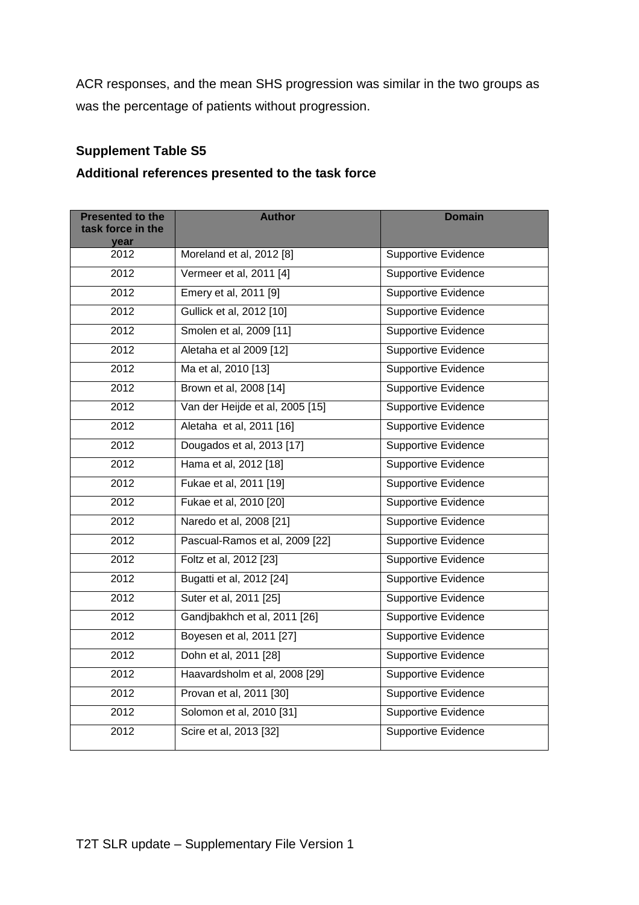ACR responses, and the mean SHS progression was similar in the two groups as was the percentage of patients without progression.

**Supplement Table S5**

**Additional references presented to the task force**

| Presented to the task force in the year | Author | Domain |
|---|---|---|
| 2012 | Moreland et al, 2012 [8] | Supportive Evidence |
| 2012 | Vermeer et al, 2011 [4] | Supportive Evidence |
| 2012 | Emery et al, 2011 [9] | Supportive Evidence |
| 2012 | Gullick et al, 2012 [10] | Supportive Evidence |
| 2012 | Smolen et al, 2009 [11] | Supportive Evidence |
| 2012 | Aletaha et al 2009 [12] | Supportive Evidence |
| 2012 | Ma et al, 2010 [13] | Supportive Evidence |
| 2012 | Brown et al, 2008 [14] | Supportive Evidence |
| 2012 | Van der Heijde et al, 2005 [15] | Supportive Evidence |
| 2012 | Aletaha et al, 2011 [16] | Supportive Evidence |
| 2012 | Dougados et al, 2013 [17] | Supportive Evidence |
| 2012 | Hama et al, 2012 [18] | Supportive Evidence |
| 2012 | Fukae et al, 2011 [19] | Supportive Evidence |
| 2012 | Fukae et al, 2010 [20] | Supportive Evidence |
| 2012 | Naredo et al, 2008 [21] | Supportive Evidence |
| 2012 | Pascual-Ramos et al, 2009 [22] | Supportive Evidence |
| 2012 | Foltz et al, 2012 [23] | Supportive Evidence |
| 2012 | Bugatti et al, 2012 [24] | Supportive Evidence |
| 2012 | Suter et al, 2011 [25] | Supportive Evidence |
| 2012 | Gandjbakhch et al, 2011 [26] | Supportive Evidence |
| 2012 | Boyesen et al, 2011 [27] | Supportive Evidence |
| 2012 | Dohn et al, 2011 [28] | Supportive Evidence |
| 2012 | Haavardsholm et al, 2008 [29] | Supportive Evidence |
| 2012 | Provan et al, 2011 [30] | Supportive Evidence |
| 2012 | Solomon et al, 2010 [31] | Supportive Evidence |
| 2012 | Scire et al, 2013 [32] | Supportive Evidence |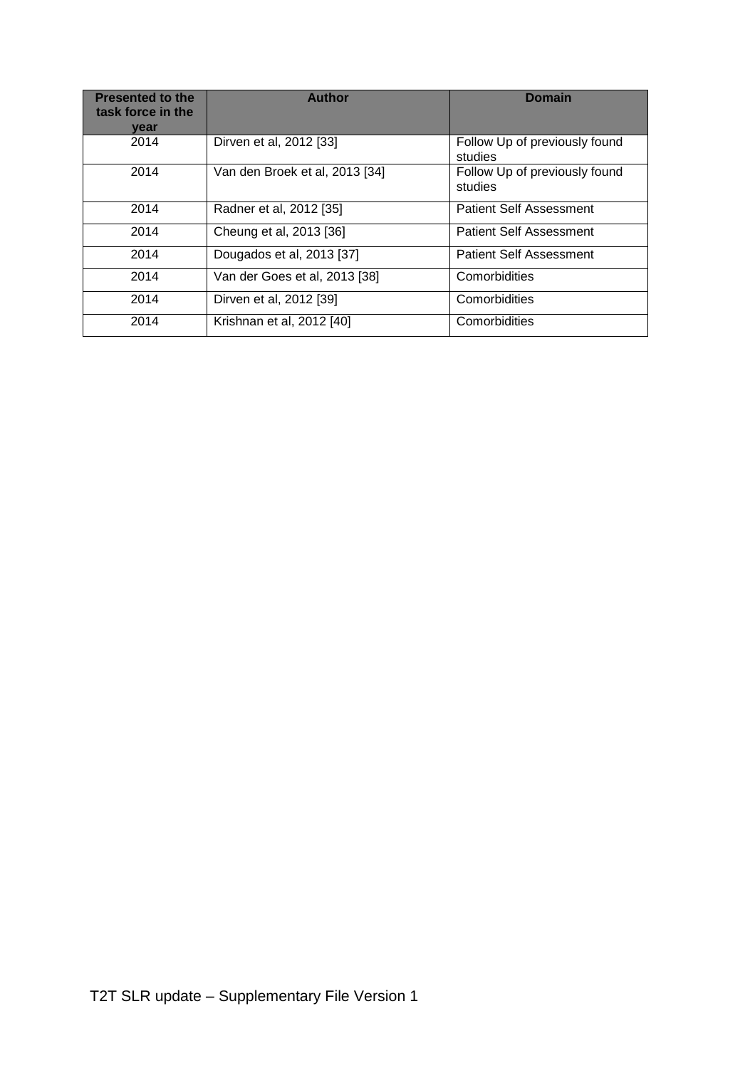| Presented to the task force in the year | Author | Domain |
| --- | --- | --- |
| 2014 | Dirven et al, 2012 [33] | Follow Up of previously found studies |
| 2014 | Van den Broek et al, 2013 [34] | Follow Up of previously found studies |
| 2014 | Radner et al, 2012 [35] | Patient Self Assessment |
| 2014 | Cheung et al, 2013 [36] | Patient Self Assessment |
| 2014 | Dougados et al, 2013 [37] | Patient Self Assessment |
| 2014 | Van der Goes et al, 2013 [38] | Comorbidities |
| 2014 | Dirven et al, 2012 [39] | Comorbidities |
| 2014 | Krishnan et al, 2012 [40] | Comorbidities |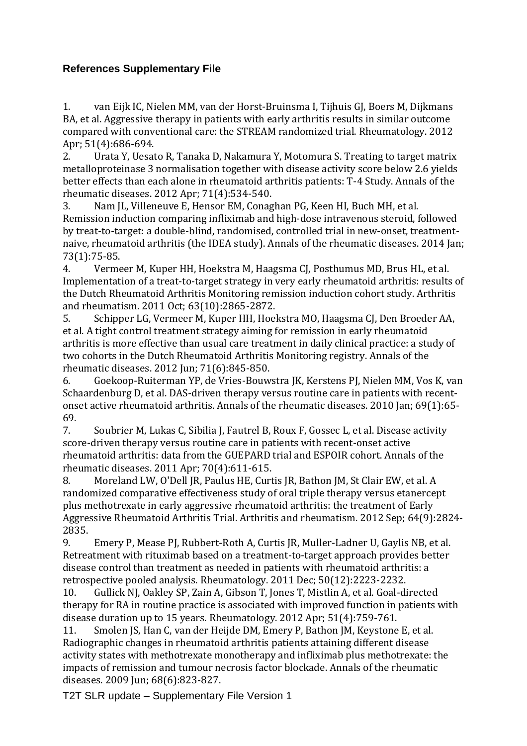## References Supplementary File

1. van Eijk IC, Nielen MM, van der Horst-Bruinsma I, Tijhuis GJ, Boers M, Dijkmans BA, et al. Aggressive therapy in patients with early arthritis results in similar outcome compared with conventional care: the STREAM randomized trial. Rheumatology. 2012 Apr; 51(4):686-694.
2. Urata Y, Uesato R, Tanaka D, Nakamura Y, Motomura S. Treating to target matrix metalloproteinase 3 normalisation together with disease activity score below 2.6 yields better effects than each alone in rheumatoid arthritis patients: T-4 Study. Annals of the rheumatic diseases. 2012 Apr; 71(4):534-540.
3. Nam JL, Villeneuve E, Hensor EM, Conaghan PG, Keen HI, Buch MH, et al. Remission induction comparing infliximab and high-dose intravenous steroid, followed by treat-to-target: a double-blind, randomised, controlled trial in new-onset, treatment-naive, rheumatoid arthritis (the IDEA study). Annals of the rheumatic diseases. 2014 Jan; 73(1):75-85.
4. Vermeer M, Kuper HH, Hoekstra M, Haagsma CJ, Posthumus MD, Brus HL, et al. Implementation of a treat-to-target strategy in very early rheumatoid arthritis: results of the Dutch Rheumatoid Arthritis Monitoring remission induction cohort study. Arthritis and rheumatism. 2011 Oct; 63(10):2865-2872.
5. Schipper LG, Vermeer M, Kuper HH, Hoekstra MO, Haagsma CJ, Den Broeder AA, et al. A tight control treatment strategy aiming for remission in early rheumatoid arthritis is more effective than usual care treatment in daily clinical practice: a study of two cohorts in the Dutch Rheumatoid Arthritis Monitoring registry. Annals of the rheumatic diseases. 2012 Jun; 71(6):845-850.
6. Goekoop-Ruiterman YP, de Vries-Bouwstra JK, Kerstens PJ, Nielen MM, Vos K, van Schaardenburg D, et al. DAS-driven therapy versus routine care in patients with recent-onset active rheumatoid arthritis. Annals of the rheumatic diseases. 2010 Jan; 69(1):65-69.
7. Soubrier M, Lukas C, Sibilia J, Fautrel B, Roux F, Gossec L, et al. Disease activity score-driven therapy versus routine care in patients with recent-onset active rheumatoid arthritis: data from the GUEPARD trial and ESPOIR cohort. Annals of the rheumatic diseases. 2011 Apr; 70(4):611-615.
8. Moreland LW, O'Dell JR, Paulus HE, Curtis JR, Bathon JM, St Clair EW, et al. A randomized comparative effectiveness study of oral triple therapy versus etanercept plus methotrexate in early aggressive rheumatoid arthritis: the treatment of Early Aggressive Rheumatoid Arthritis Trial. Arthritis and rheumatism. 2012 Sep; 64(9):2824-2835.
9. Emery P, Mease PJ, Rubbert-Roth A, Curtis JR, Muller-Ladner U, Gaylis NB, et al. Retreatment with rituximab based on a treatment-to-target approach provides better disease control than treatment as needed in patients with rheumatoid arthritis: a retrospective pooled analysis. Rheumatology. 2011 Dec; 50(12):2223-2232.
10. Gullick NJ, Oakley SP, Zain A, Gibson T, Jones T, Mistlin A, et al. Goal-directed therapy for RA in routine practice is associated with improved function in patients with disease duration up to 15 years. Rheumatology. 2012 Apr; 51(4):759-761.
11. Smolen JS, Han C, van der Heijde DM, Emery P, Bathon JM, Keystone E, et al. Radiographic changes in rheumatoid arthritis patients attaining different disease activity states with methotrexate monotherapy and infliximab plus methotrexate: the impacts of remission and tumour necrosis factor blockade. Annals of the rheumatic diseases. 2009 Jun; 68(6):823-827.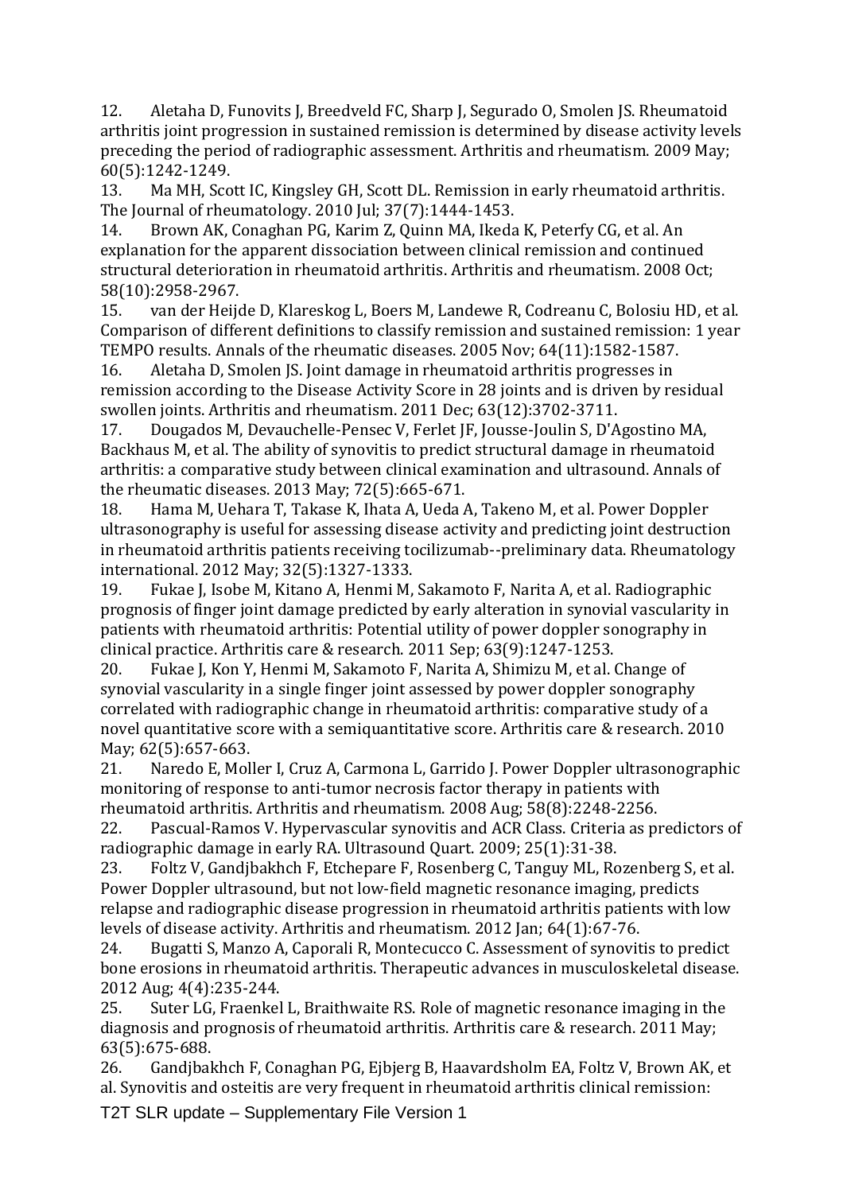12. Aletaha D, Funovits J, Breedveld FC, Sharp J, Segurado O, Smolen JS. Rheumatoid arthritis joint progression in sustained remission is determined by disease activity levels preceding the period of radiographic assessment. Arthritis and rheumatism. 2009 May; 60(5):1242-1249.
13. Ma MH, Scott IC, Kingsley GH, Scott DL. Remission in early rheumatoid arthritis. The Journal of rheumatology. 2010 Jul; 37(7):1444-1453.
14. Brown AK, Conaghan PG, Karim Z, Quinn MA, Ikeda K, Peterfy CG, et al. An explanation for the apparent dissociation between clinical remission and continued structural deterioration in rheumatoid arthritis. Arthritis and rheumatism. 2008 Oct; 58(10):2958-2967.
15. van der Heijde D, Klareskog L, Boers M, Landewe R, Codreanu C, Bolosiu HD, et al. Comparison of different definitions to classify remission and sustained remission: 1 year TEMPO results. Annals of the rheumatic diseases. 2005 Nov; 64(11):1582-1587.
16. Aletaha D, Smolen JS. Joint damage in rheumatoid arthritis progresses in remission according to the Disease Activity Score in 28 joints and is driven by residual swollen joints. Arthritis and rheumatism. 2011 Dec; 63(12):3702-3711.
17. Dougados M, Devauchelle-Pensec V, Ferlet JF, Jousse-Joulin S, D'Agostino MA, Backhaus M, et al. The ability of synovitis to predict structural damage in rheumatoid arthritis: a comparative study between clinical examination and ultrasound. Annals of the rheumatic diseases. 2013 May; 72(5):665-671.
18. Hama M, Uehara T, Takase K, Ihata A, Ueda A, Takeno M, et al. Power Doppler ultrasonography is useful for assessing disease activity and predicting joint destruction in rheumatoid arthritis patients receiving tocilizumab--preliminary data. Rheumatology international. 2012 May; 32(5):1327-1333.
19. Fukae J, Isobe M, Kitano A, Henmi M, Sakamoto F, Narita A, et al. Radiographic prognosis of finger joint damage predicted by early alteration in synovial vascularity in patients with rheumatoid arthritis: Potential utility of power doppler sonography in clinical practice. Arthritis care & research. 2011 Sep; 63(9):1247-1253.
20. Fukae J, Kon Y, Henmi M, Sakamoto F, Narita A, Shimizu M, et al. Change of synovial vascularity in a single finger joint assessed by power doppler sonography correlated with radiographic change in rheumatoid arthritis: comparative study of a novel quantitative score with a semiquantitative score. Arthritis care & research. 2010 May; 62(5):657-663.
21. Naredo E, Moller I, Cruz A, Carmona L, Garrido J. Power Doppler ultrasonographic monitoring of response to anti-tumor necrosis factor therapy in patients with rheumatoid arthritis. Arthritis and rheumatism. 2008 Aug; 58(8):2248-2256.
22. Pascual-Ramos V. Hypervascular synovitis and ACR Class. Criteria as predictors of radiographic damage in early RA. Ultrasound Quart. 2009; 25(1):31-38.
23. Foltz V, Gandjbakhch F, Etchepare F, Rosenberg C, Tanguy ML, Rozenberg S, et al. Power Doppler ultrasound, but not low-field magnetic resonance imaging, predicts relapse and radiographic disease progression in rheumatoid arthritis patients with low levels of disease activity. Arthritis and rheumatism. 2012 Jan; 64(1):67-76.
24. Bugatti S, Manzo A, Caporali R, Montecucco C. Assessment of synovitis to predict bone erosions in rheumatoid arthritis. Therapeutic advances in musculoskeletal disease. 2012 Aug; 4(4):235-244.
25. Suter LG, Fraenkel L, Braithwaite RS. Role of magnetic resonance imaging in the diagnosis and prognosis of rheumatoid arthritis. Arthritis care & research. 2011 May; 63(5):675-688.
26. Gandjbakhch F, Conaghan PG, Ejbjerg B, Haavardsholm EA, Foltz V, Brown AK, et al. Synovitis and osteitis are very frequent in rheumatoid arthritis clinical remission: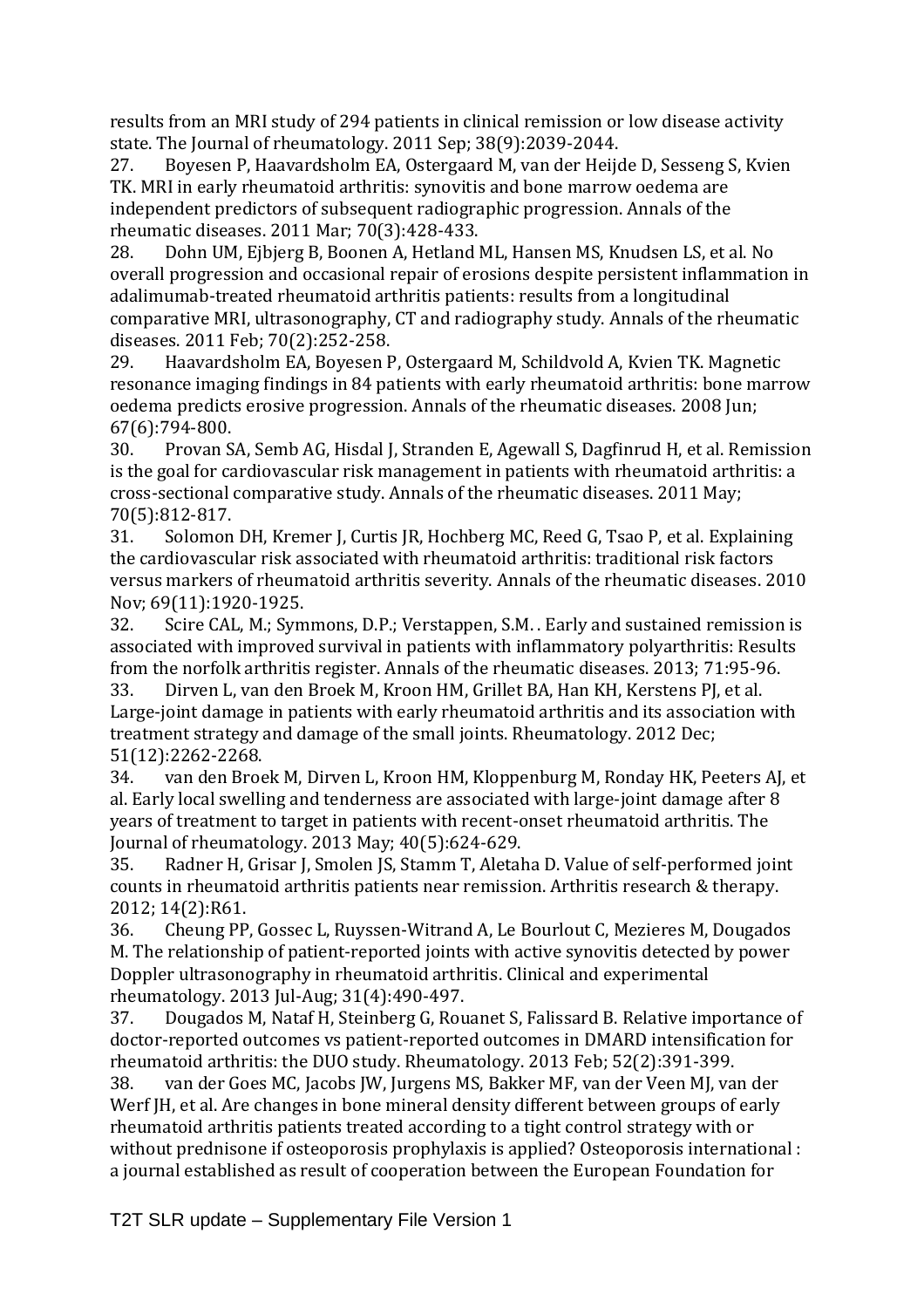results from an MRI study of 294 patients in clinical remission or low disease activity state. The Journal of rheumatology. 2011 Sep; 38(9):2039-2044.

27. Boyesen P, Haavardsholm EA, Ostergaard M, van der Heijde D, Sesseng S, Kvien TK. MRI in early rheumatoid arthritis: synovitis and bone marrow oedema are independent predictors of subsequent radiographic progression. Annals of the rheumatic diseases. 2011 Mar; 70(3):428-433.

28. Dohn UM, Ejbjerg B, Boonen A, Hetland ML, Hansen MS, Knudsen LS, et al. No overall progression and occasional repair of erosions despite persistent inflammation in adalimumab-treated rheumatoid arthritis patients: results from a longitudinal comparative MRI, ultrasonography, CT and radiography study. Annals of the rheumatic diseases. 2011 Feb; 70(2):252-258.

29. Haavardsholm EA, Boyesen P, Ostergaard M, Schildvold A, Kvien TK. Magnetic resonance imaging findings in 84 patients with early rheumatoid arthritis: bone marrow oedema predicts erosive progression. Annals of the rheumatic diseases. 2008 Jun; 67(6):794-800.

30. Provan SA, Semb AG, Hisdal J, Stranden E, Agewall S, Dagfinrud H, et al. Remission is the goal for cardiovascular risk management in patients with rheumatoid arthritis: a cross-sectional comparative study. Annals of the rheumatic diseases. 2011 May; 70(5):812-817.

31. Solomon DH, Kremer J, Curtis JR, Hochberg MC, Reed G, Tsao P, et al. Explaining the cardiovascular risk associated with rheumatoid arthritis: traditional risk factors versus markers of rheumatoid arthritis severity. Annals of the rheumatic diseases. 2010 Nov; 69(11):1920-1925.

32. Scire CAL, M.; Symmons, D.P.; Verstappen, S.M. . Early and sustained remission is associated with improved survival in patients with inflammatory polyarthritis: Results from the norfolk arthritis register. Annals of the rheumatic diseases. 2013; 71:95-96.

33. Dirven L, van den Broek M, Kroon HM, Grillet BA, Han KH, Kerstens PJ, et al. Large-joint damage in patients with early rheumatoid arthritis and its association with treatment strategy and damage of the small joints. Rheumatology. 2012 Dec; 51(12):2262-2268.

34. van den Broek M, Dirven L, Kroon HM, Kloppenburg M, Ronday HK, Peeters AJ, et al. Early local swelling and tenderness are associated with large-joint damage after 8 years of treatment to target in patients with recent-onset rheumatoid arthritis. The Journal of rheumatology. 2013 May; 40(5):624-629.

35. Radner H, Grisar J, Smolen JS, Stamm T, Aletaha D. Value of self-performed joint counts in rheumatoid arthritis patients near remission. Arthritis research & therapy. 2012; 14(2):R61.

36. Cheung PP, Gossec L, Ruyssen-Witrand A, Le Bourlout C, Mezieres M, Dougados M. The relationship of patient-reported joints with active synovitis detected by power Doppler ultrasonography in rheumatoid arthritis. Clinical and experimental rheumatology. 2013 Jul-Aug; 31(4):490-497.

37. Dougados M, Nataf H, Steinberg G, Rouanet S, Falissard B. Relative importance of doctor-reported outcomes vs patient-reported outcomes in DMARD intensification for rheumatoid arthritis: the DUO study. Rheumatology. 2013 Feb; 52(2):391-399.

38. van der Goes MC, Jacobs JW, Jurgens MS, Bakker MF, van der Veen MJ, van der Werf JH, et al. Are changes in bone mineral density different between groups of early rheumatoid arthritis patients treated according to a tight control strategy with or without prednisone if osteoporosis prophylaxis is applied? Osteoporosis international : a journal established as result of cooperation between the European Foundation for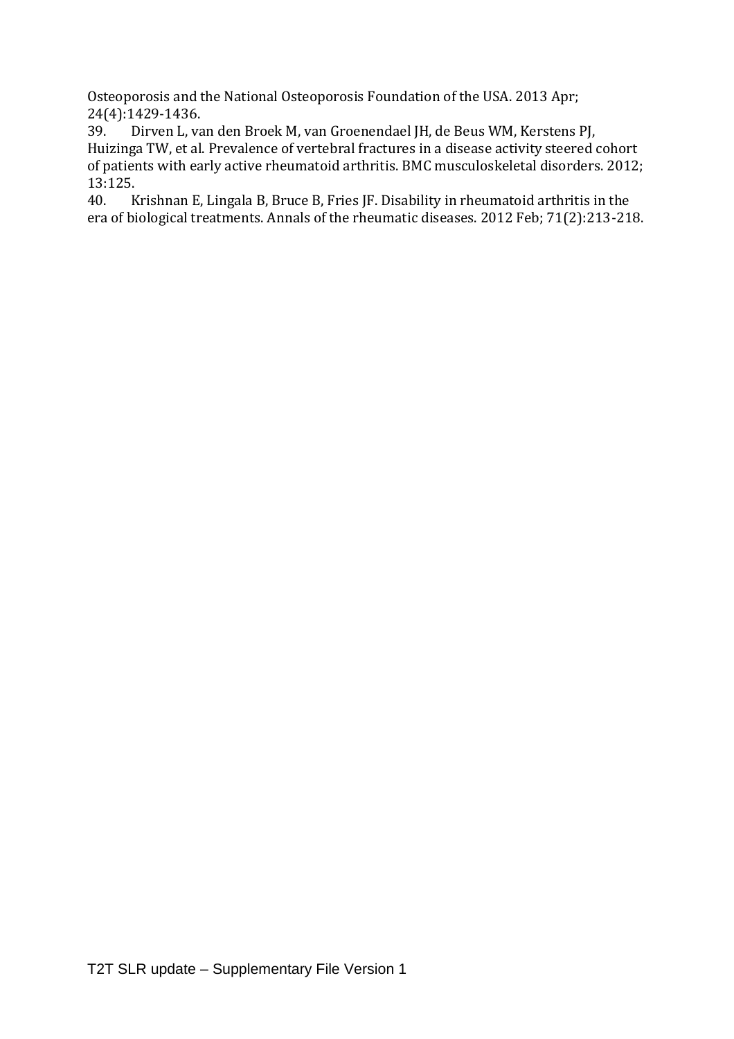Osteoporosis and the National Osteoporosis Foundation of the USA. 2013 Apr; 24(4):1429-1436.

39. Dirven L, van den Broek M, van Groenendael JH, de Beus WM, Kerstens PJ, Huizinga TW, et al. Prevalence of vertebral fractures in a disease activity steered cohort of patients with early active rheumatoid arthritis. BMC musculoskeletal disorders. 2012; 13:125.

40. Krishnan E, Lingala B, Bruce B, Fries JF. Disability in rheumatoid arthritis in the era of biological treatments. Annals of the rheumatic diseases. 2012 Feb; 71(2):213-218.